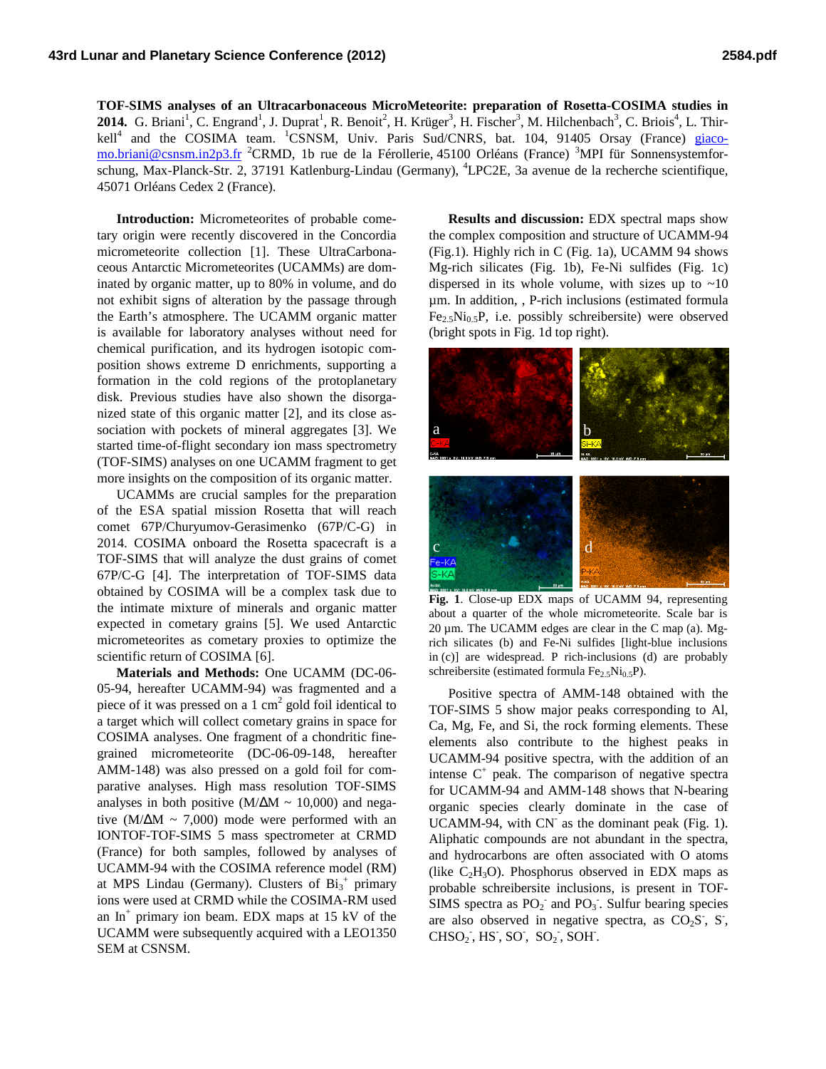**TOF-SIMS analyses of an Ultracarbonaceous MicroMeteorite: preparation of Rosetta-COSIMA studies in 2014.** G. Briani[1], C. Engrand[1], J. Duprat[1], R. Benoit[2], H. Krüger[3], H. Fischer[3], M. Hilchenbach[3], C. Briois[4], L. Thirkell[4] and the COSIMA team. [1]CSNSM, Univ. Paris Sud/CNRS, bat. 104, 91405 Orsay (France) giacomo.briani@csnsm.in2p3.fr [2]CRMD, 1b rue de la Férollerie, 45100 Orléans (France) [3]MPI für Sonnensystemforschung, Max-Planck-Str. 2, 37191 Katlenburg-Lindau (Germany), [4]LPC2E, 3a avenue de la recherche scientifique, 45071 Orléans Cedex 2 (France).

**Introduction:** Micrometeorites of probable cometary origin were recently discovered in the Concordia micrometeorite collection [1]. These UltraCarbonaceous Antarctic Micrometeorites (UCAMMs) are dominated by organic matter, up to 80% in volume, and do not exhibit signs of alteration by the passage through the Earth's atmosphere. The UCAMM organic matter is available for laboratory analyses without need for chemical purification, and its hydrogen isotopic composition shows extreme D enrichments, supporting a formation in the cold regions of the protoplanetary disk. Previous studies have also shown the disorganized state of this organic matter [2], and its close association with pockets of mineral aggregates [3]. We started time-of-flight secondary ion mass spectrometry (TOF-SIMS) analyses on one UCAMM fragment to get more insights on the composition of its organic matter.

UCAMMs are crucial samples for the preparation of the ESA spatial mission Rosetta that will reach comet 67P/Churyumov-Gerasimenko (67P/C-G) in 2014. COSIMA onboard the Rosetta spacecraft is a TOF-SIMS that will analyze the dust grains of comet 67P/C-G [4]. The interpretation of TOF-SIMS data obtained by COSIMA will be a complex task due to the intimate mixture of minerals and organic matter expected in cometary grains [5]. We used Antarctic micrometeorites as cometary proxies to optimize the scientific return of COSIMA [6].

**Materials and Methods:** One UCAMM (DC-06-05-94, hereafter UCAMM-94) was fragmented and a piece of it was pressed on a 1 $cm^2$ gold foil identical to a target which will collect cometary grains in space for COSIMA analyses. One fragment of a chondritic fine-grained micrometeorite (DC-06-09-148, hereafter AMM-148) was also pressed on a gold foil for comparative analyses. High mass resolution TOF-SIMS analyses in both positive ($M/\Delta M \sim 10{,}000$) and negative ($M/\Delta M \sim 7{,}000$) mode were performed with an IONTOF-TOF-SIMS 5 mass spectrometer at CRMD (France) for both samples, followed by analyses of UCAMM-94 with the COSIMA reference model (RM) at MPS Lindau (Germany). Clusters of $Bi_3^+$ primary ions were used at CRMD while the COSIMA-RM used an $In^+$ primary ion beam. EDX maps at 15 kV of the UCAMM were subsequently acquired with a LEO1350 SEM at CSNSM.

**Results and discussion:** EDX spectral maps show the complex composition and structure of UCAMM-94 (Fig.1). Highly rich in C (Fig. 1a), UCAMM 94 shows Mg-rich silicates (Fig. 1b), Fe-Ni sulfides (Fig. 1c) dispersed in its whole volume, with sizes up to ~10 µm. In addition, , P-rich inclusions (estimated formula $Fe_{2.5}Ni_{0.5}P$, i.e. possibly schreibersite) were observed (bright spots in Fig. 1d top right).

**Fig. 1**. Close-up EDX maps of UCAMM 94, representing about a quarter of the whole micrometeorite. Scale bar is 20 µm. The UCAMM edges are clear in the C map (a). Mg-rich silicates (b) and Fe-Ni sulfides [light-blue inclusions in (c)] are widespread. P rich-inclusions (d) are probably schreibersite (estimated formula $Fe_{2.5}Ni_{0.5}P$).

Positive spectra of AMM-148 obtained with the TOF-SIMS 5 show major peaks corresponding to Al, Ca, Mg, Fe, and Si, the rock forming elements. These elements also contribute to the highest peaks in UCAMM-94 positive spectra, with the addition of an intense $C^+$ peak. The comparison of negative spectra for UCAMM-94 and AMM-148 shows that N-bearing organic species clearly dominate in the case of UCAMM-94, with $CN^-$ as the dominant peak (Fig. 1). Aliphatic compounds are not abundant in the spectra, and hydrocarbons are often associated with O atoms (like $C_2H_3O$). Phosphorus observed in EDX maps as probable schreibersite inclusions, is present in TOF-SIMS spectra as $PO_2^-$ and $PO_3^-$. Sulfur bearing species are also observed in negative spectra, as $CO_2S^-$, $S^-$, $CHSO_2^-$, $HS^-$, $SO^-$, $SO_2^-$, $SOH^-$.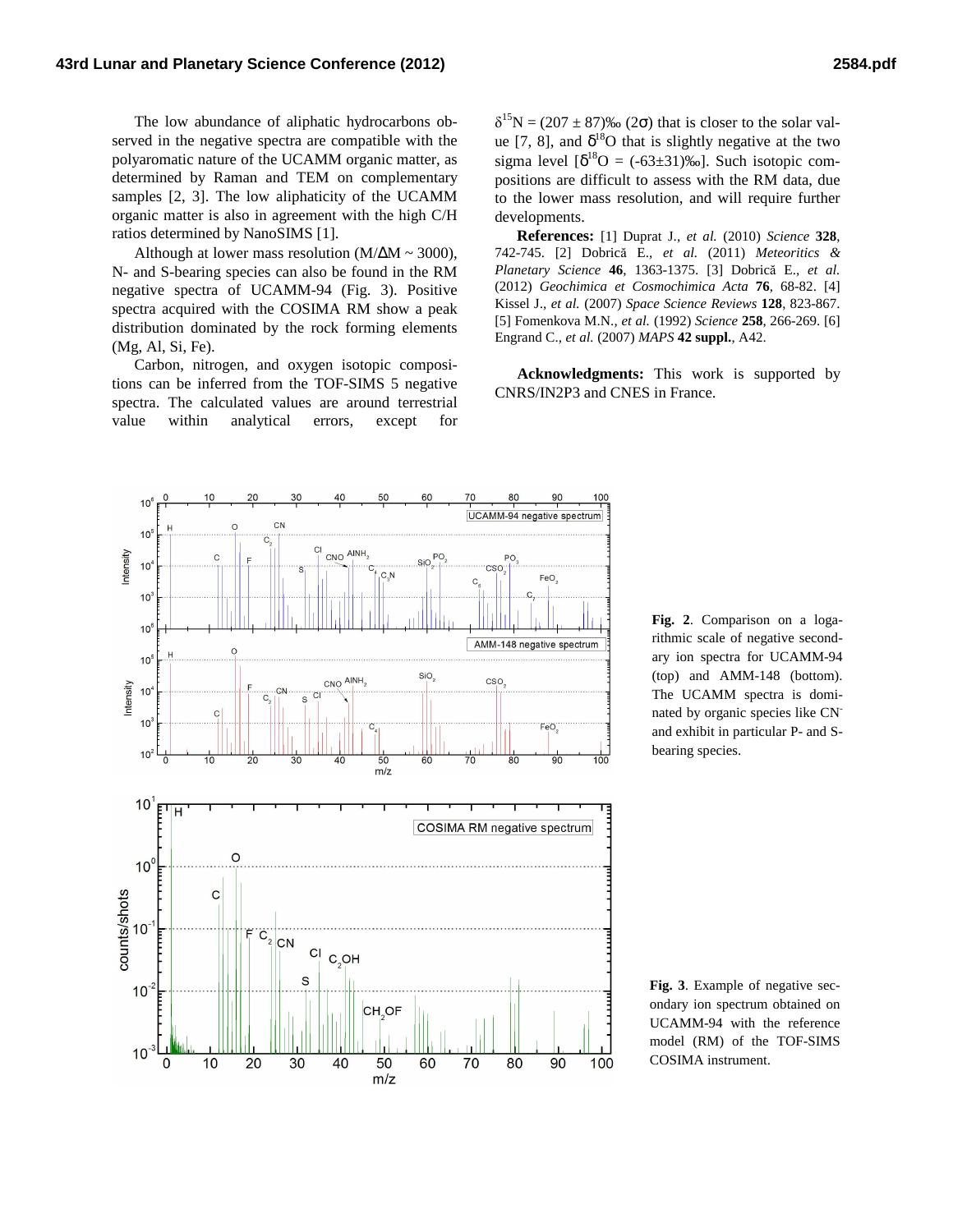The low abundance of aliphatic hydrocarbons observed in the negative spectra are compatible with the polyaromatic nature of the UCAMM organic matter, as determined by Raman and TEM on complementary samples [2, 3]. The low aliphaticity of the UCAMM organic matter is also in agreement with the high C/H ratios determined by NanoSIMS [1].

Although at lower mass resolution ($M/\Delta M \sim 3000$), N- and S-bearing species can also be found in the RM negative spectra of UCAMM-94 (Fig. 3). Positive spectra acquired with the COSIMA RM show a peak distribution dominated by the rock forming elements (Mg, Al, Si, Fe).

Carbon, nitrogen, and oxygen isotopic compositions can be inferred from the TOF-SIMS 5 negative spectra. The calculated values are around terrestrial value within analytical errors, except for $\delta^{15}N = (207 \pm 87)$‰ ($2\sigma$) that is closer to the solar value [7, 8], and $\delta^{18}O$ that is slightly negative at the two sigma level [$\delta^{18}O = (-63\pm31)$‰]. Such isotopic compositions are difficult to assess with the RM data, due to the lower mass resolution, and will require further developments.

**References:** [1] Duprat J., *et al.* (2010) *Science* **328**, 742-745. [2] Dobrică E., *et al.* (2011) *Meteoritics & Planetary Science* **46**, 1363-1375. [3] Dobrică E., *et al.* (2012) *Geochimica et Cosmochimica Acta* **76**, 68-82. [4] Kissel J., *et al.* (2007) *Space Science Reviews* **128**, 823-867. [5] Fomenkova M.N., *et al.* (1992) *Science* **258**, 266-269. [6] Engrand C., *et al.* (2007) *MAPS* **42 suppl.**, A42.

**Acknowledgments:** This work is supported by CNRS/IN2P3 and CNES in France.

UCAMM-94 negative spectrum
AMM-148 negative spectrum
Intensity
m/z

**Fig. 2**. Comparison on a logarithmic scale of negative secondary ion spectra for UCAMM-94 (top) and AMM-148 (bottom). The UCAMM spectra is dominated by organic species like $CN^-$ and exhibit in particular P- and S-bearing species.

COSIMA RM negative spectrum
counts/shots
m/z

**Fig. 3**. Example of negative secondary ion spectrum obtained on UCAMM-94 with the reference model (RM) of the TOF-SIMS COSIMA instrument.